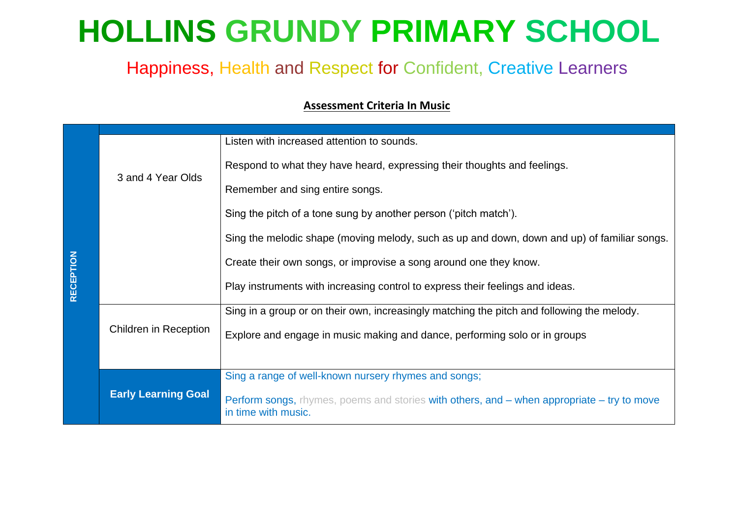# HOLLINS GRUNDY PRIMARY SCHOOL

## Happiness, Health and Respect for Confident, Creative Learners

**Assessment Criteria In Music**

| | | |
|---|---|---|
| RECEPTION | 3 and 4 Year Olds | Listen with increased attention to sounds.<br><br>Respond to what they have heard, expressing their thoughts and feelings.<br><br>Remember and sing entire songs.<br><br>Sing the pitch of a tone sung by another person ('pitch match').<br><br>Sing the melodic shape (moving melody, such as up and down, down and up) of familiar songs.<br><br>Create their own songs, or improvise a song around one they know.<br><br>Play instruments with increasing control to express their feelings and ideas. |
| | Children in Reception | Sing in a group or on their own, increasingly matching the pitch and following the melody.<br><br>Explore and engage in music making and dance, performing solo or in groups |
| | **Early Learning Goal** | Sing a range of well-known nursery rhymes and songs;<br><br>Perform songs, rhymes, poems and stories with others, and – when appropriate – try to move in time with music. |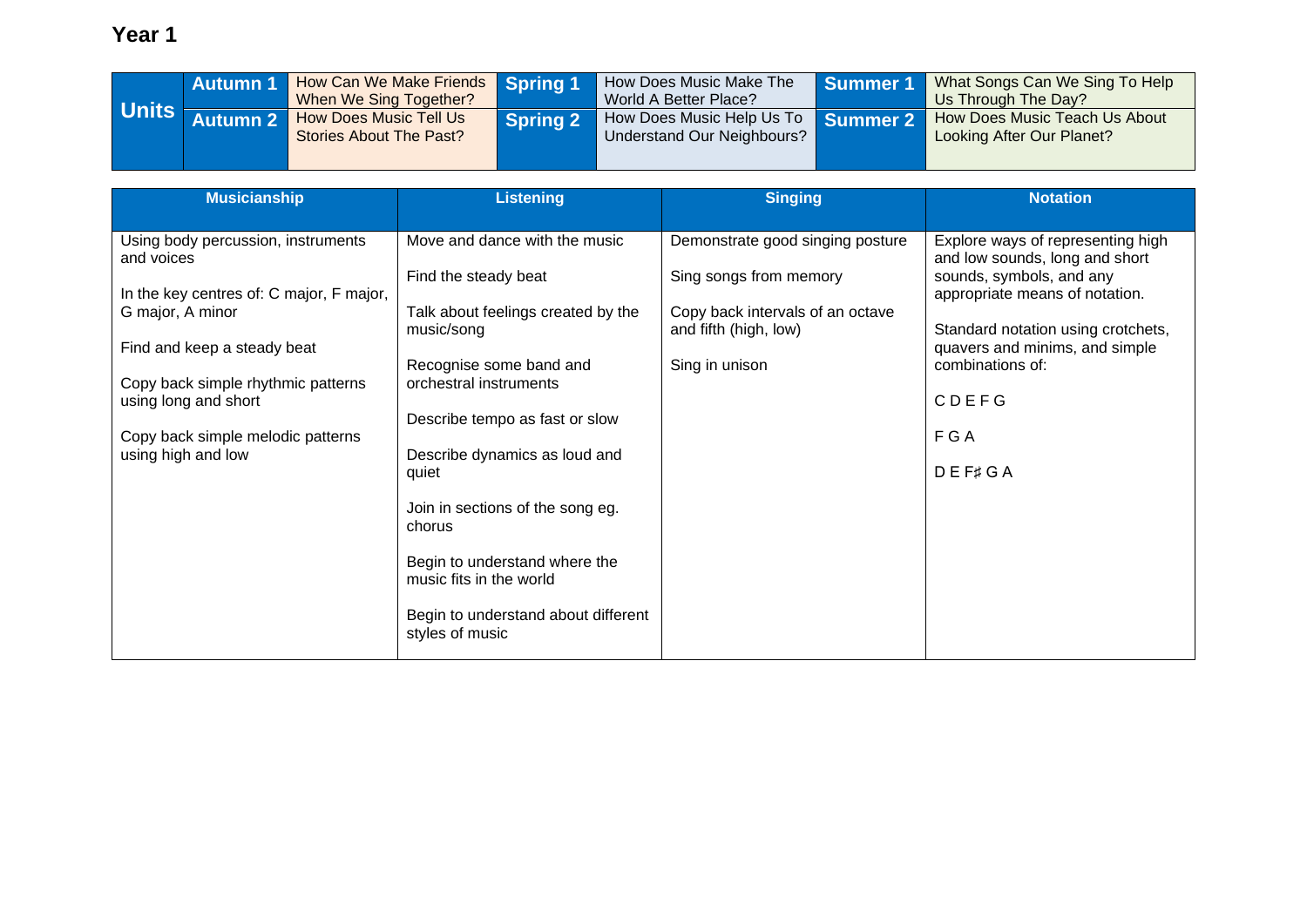# Year 1

| Units | | | | | | |
|---|---|---|---|---|---|---|
| **Units** | **Autumn 1** | How Can We Make Friends When We Sing Together? | **Spring 1** | How Does Music Make The World A Better Place? | **Summer 1** | What Songs Can We Sing To Help Us Through The Day? |
| | **Autumn 2** | How Does Music Tell Us Stories About The Past? | **Spring 2** | How Does Music Help Us To Understand Our Neighbours? | **Summer 2** | How Does Music Teach Us About Looking After Our Planet? |

| Musicianship | Listening | Singing | Notation |
|---|---|---|---|
| Using body percussion, instruments and voices<br><br>In the key centres of: C major, F major, G major, A minor<br><br>Find and keep a steady beat<br><br>Copy back simple rhythmic patterns using long and short<br><br>Copy back simple melodic patterns using high and low | Move and dance with the music<br><br>Find the steady beat<br><br>Talk about feelings created by the music/song<br><br>Recognise some band and orchestral instruments<br><br>Describe tempo as fast or slow<br><br>Describe dynamics as loud and quiet<br><br>Join in sections of the song eg. chorus<br><br>Begin to understand where the music fits in the world<br><br>Begin to understand about different styles of music | Demonstrate good singing posture<br><br>Sing songs from memory<br><br>Copy back intervals of an octave and fifth (high, low)<br><br>Sing in unison | Explore ways of representing high and low sounds, long and short sounds, symbols, and any appropriate means of notation.<br><br>Standard notation using crotchets, quavers and minims, and simple combinations of:<br><br>C D E F G<br><br>F G A<br><br>D E F♯ G A |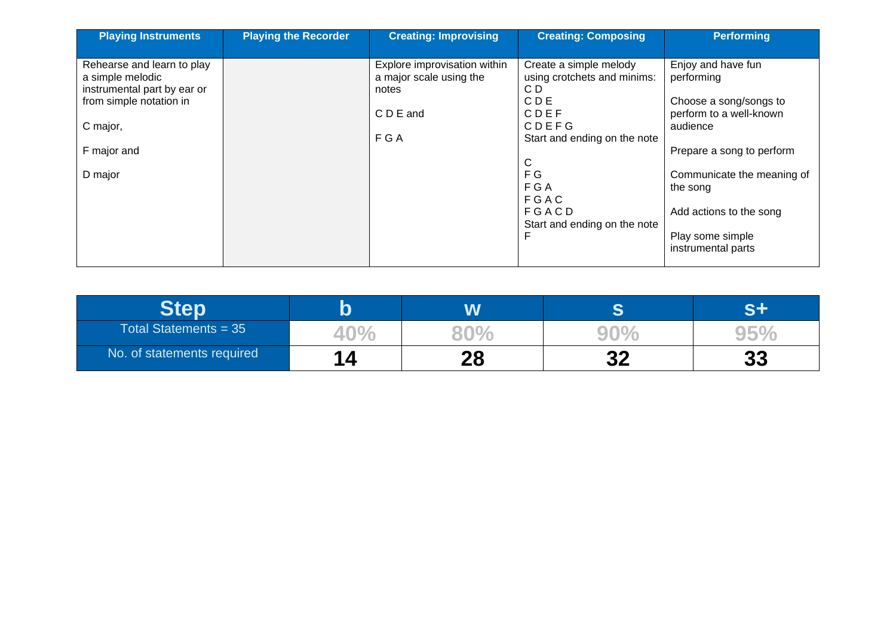| Playing Instruments | Playing the Recorder | Creating: Improvising | Creating: Composing | Performing |
|---|---|---|---|---|
| Rehearse and learn to play a simple melodic instrumental part by ear or from simple notation in<br><br>C major,<br><br>F major and<br><br>D major | | Explore improvisation within a major scale using the notes<br><br>C D E and<br><br>F G A | Create a simple melody using crotchets and minims:<br>C D<br>C D E<br>C D E F<br>C D E F G<br>Start and ending on the note<br><br>C<br>F G<br>F G A<br>F G A C<br>F G A C D<br>Start and ending on the note<br>F | Enjoy and have fun performing<br><br>Choose a song/songs to perform to a well-known audience<br><br>Prepare a song to perform<br><br>Communicate the meaning of the song<br><br>Add actions to the song<br><br>Play some simple instrumental parts |

| Step | b | w | s | s+ |
|---|---|---|---|---|
| Total Statements = 35 | 40% | 80% | 90% | 95% |
| No. of statements required | 14 | 28 | 32 | 33 |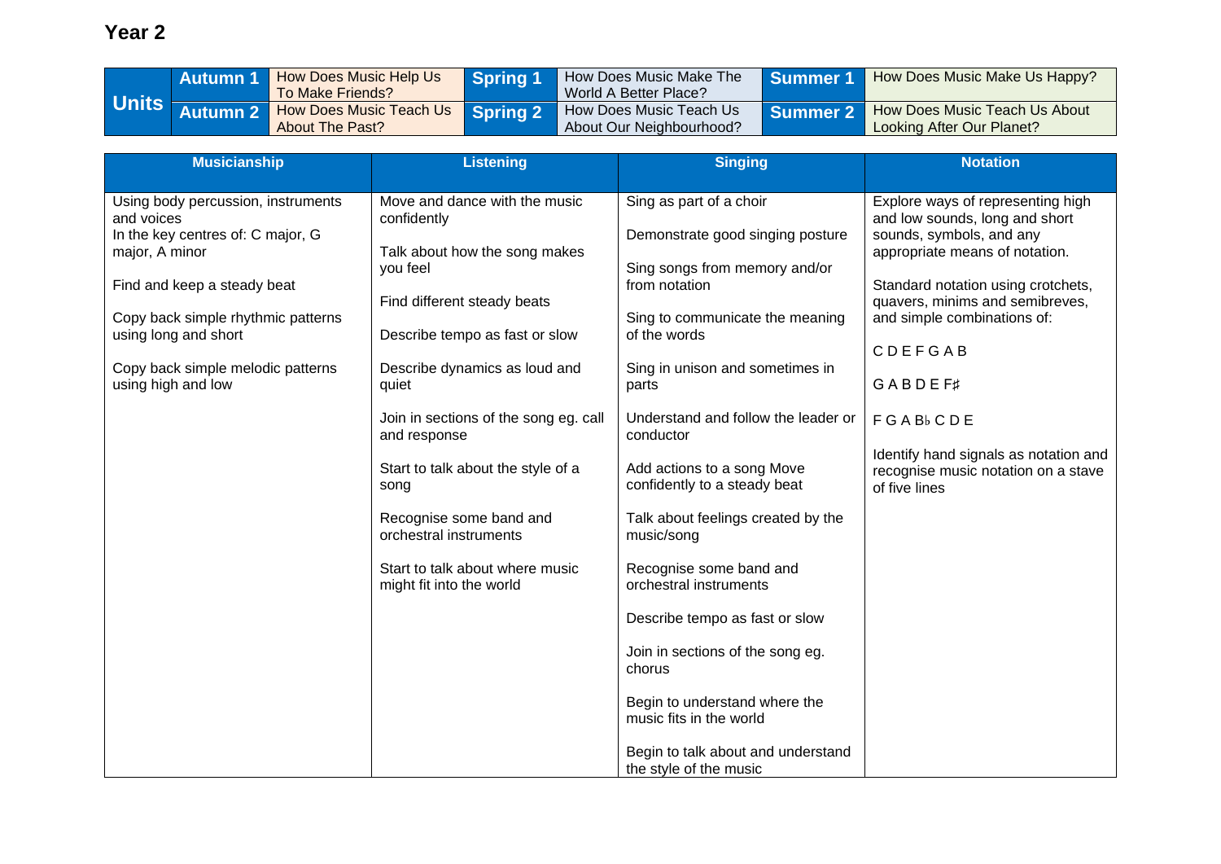# Year 2

| Units | | | | | | |
|---|---|---|---|---|---|---|
| Autumn 1 | How Does Music Help Us To Make Friends? | Spring 1 | How Does Music Make The World A Better Place? | Summer 1 | How Does Music Make Us Happy? |
| Autumn 2 | How Does Music Teach Us About The Past? | Spring 2 | How Does Music Teach Us About Our Neighbourhood? | Summer 2 | How Does Music Teach Us About Looking After Our Planet? |

| Musicianship | Listening | Singing | Notation |
|---|---|---|---|
| Using body percussion, instruments and voices<br>In the key centres of: C major, G major, A minor<br><br>Find and keep a steady beat<br><br>Copy back simple rhythmic patterns using long and short<br><br>Copy back simple melodic patterns using high and low | Move and dance with the music confidently<br><br>Talk about how the song makes you feel<br><br>Find different steady beats<br><br>Describe tempo as fast or slow<br><br>Describe dynamics as loud and quiet<br><br>Join in sections of the song eg. call and response<br><br>Start to talk about the style of a song<br><br>Recognise some band and orchestral instruments<br><br>Start to talk about where music might fit into the world | Sing as part of a choir<br><br>Demonstrate good singing posture<br><br>Sing songs from memory and/or from notation<br><br>Sing to communicate the meaning of the words<br><br>Sing in unison and sometimes in parts<br><br>Understand and follow the leader or conductor<br><br>Add actions to a song Move confidently to a steady beat<br><br>Talk about feelings created by the music/song<br><br>Recognise some band and orchestral instruments<br><br>Describe tempo as fast or slow<br><br>Join in sections of the song eg. chorus<br><br>Begin to understand where the music fits in the world<br><br>Begin to talk about and understand the style of the music | Explore ways of representing high and low sounds, long and short sounds, symbols, and any appropriate means of notation.<br><br>Standard notation using crotchets, quavers, minims and semibreves, and simple combinations of:<br><br>C D E F G A B<br><br>G A B D E F♯<br><br>F G A B♭ C D E<br><br>Identify hand signals as notation and recognise music notation on a stave of five lines |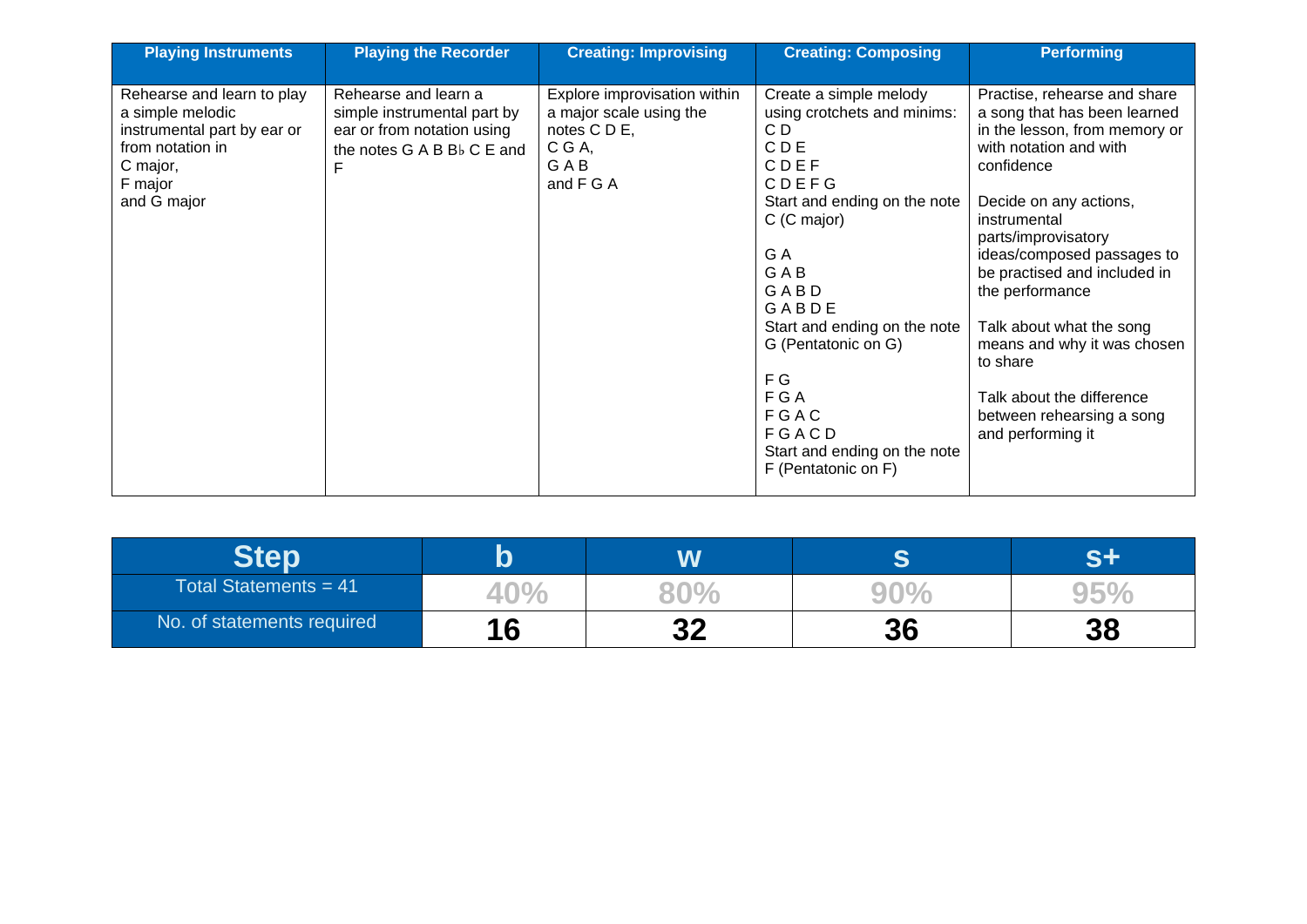| Playing Instruments | Playing the Recorder | Creating: Improvising | Creating: Composing | Performing |
|---|---|---|---|---|
| Rehearse and learn to play a simple melodic instrumental part by ear or from notation in<br>C major,<br>F major<br>and G major | Rehearse and learn a simple instrumental part by ear or from notation using the notes G A B B♭ C E and F | Explore improvisation within a major scale using the notes C D E,<br>C G A,<br>G A B<br>and F G A | Create a simple melody using crotchets and minims:<br>C D<br>C D E<br>C D E F<br>C D E F G<br>Start and ending on the note C (C major)<br><br>G A<br>G A B<br>G A B D<br>G A B D E<br>Start and ending on the note G (Pentatonic on G)<br><br>F G<br>F G A<br>F G A C<br>F G A C D<br>Start and ending on the note F (Pentatonic on F) | Practise, rehearse and share a song that has been learned in the lesson, from memory or with notation and with confidence<br><br>Decide on any actions, instrumental parts/improvisatory ideas/composed passages to be practised and included in the performance<br><br>Talk about what the song means and why it was chosen to share<br><br>Talk about the difference between rehearsing a song and performing it |

| Step | b | w | s | s+ |
|---|---|---|---|---|
| Total Statements = 41 | 40% | 80% | 90% | 95% |
| No. of statements required | **16** | **32** | **36** | **38** |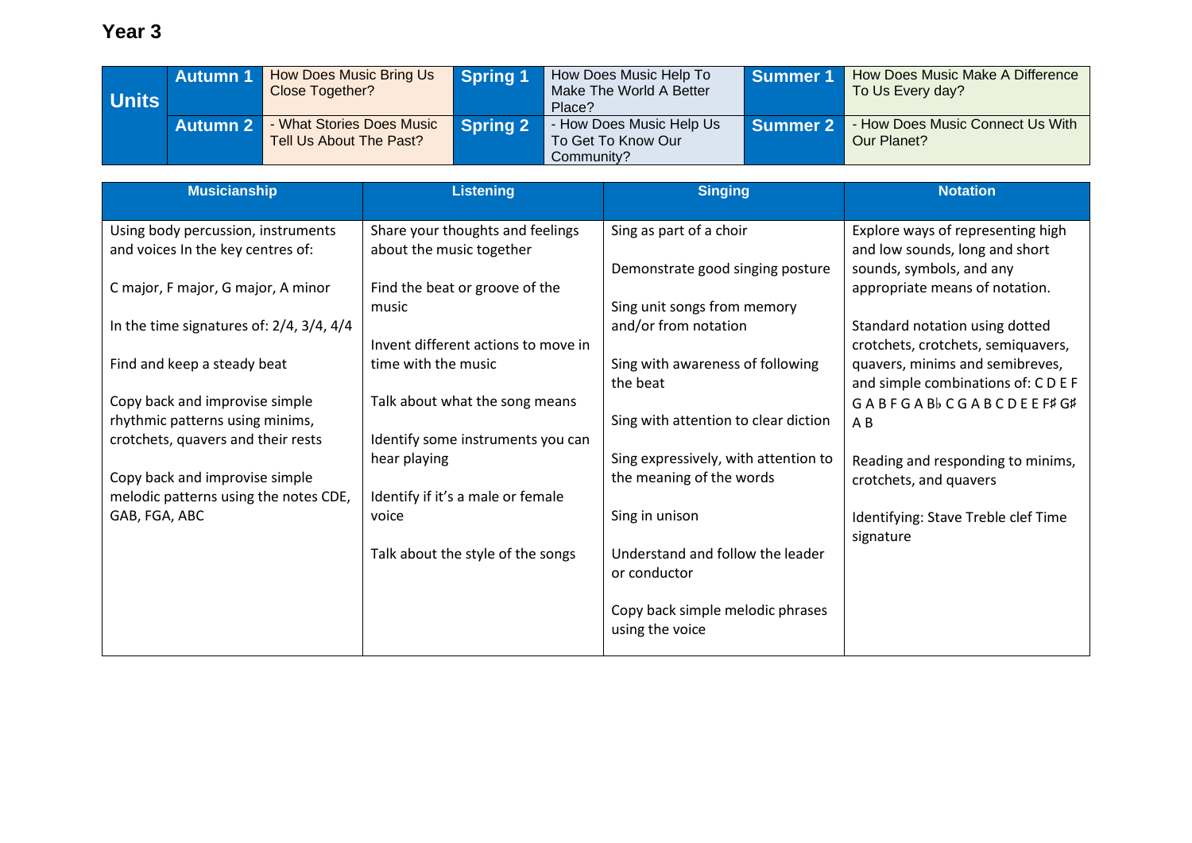# Year 3

| Units | | | | | | |
|---|---|---|---|---|---|---|
| | Autumn 1 | How Does Music Bring Us Close Together? | Spring 1 | How Does Music Help To Make The World A Better Place? | Summer 1 | How Does Music Make A Difference To Us Every day? |
| | Autumn 2 | - What Stories Does Music Tell Us About The Past? | Spring 2 | - How Does Music Help Us To Get To Know Our Community? | Summer 2 | - How Does Music Connect Us With Our Planet? |

| Musicianship | Listening | Singing | Notation |
|---|---|---|---|
| Using body percussion, instruments and voices In the key centres of:<br><br>C major, F major, G major, A minor<br><br>In the time signatures of: 2/4, 3/4, 4/4<br><br>Find and keep a steady beat<br><br>Copy back and improvise simple rhythmic patterns using minims, crotchets, quavers and their rests<br><br>Copy back and improvise simple melodic patterns using the notes CDE, GAB, FGA, ABC | Share your thoughts and feelings about the music together<br><br>Find the beat or groove of the music<br><br>Invent different actions to move in time with the music<br><br>Talk about what the song means<br><br>Identify some instruments you can hear playing<br><br>Identify if it's a male or female voice<br><br>Talk about the style of the songs | Sing as part of a choir<br><br>Demonstrate good singing posture<br><br>Sing unit songs from memory and/or from notation<br><br>Sing with awareness of following the beat<br><br>Sing with attention to clear diction<br><br>Sing expressively, with attention to the meaning of the words<br><br>Sing in unison<br><br>Understand and follow the leader or conductor<br><br>Copy back simple melodic phrases using the voice | Explore ways of representing high and low sounds, long and short sounds, symbols, and any appropriate means of notation.<br><br>Standard notation using dotted crotchets, crotchets, semiquavers, quavers, minims and semibreves, and simple combinations of: C D E F G A B F G A B♭ C G A B C D E E F♯ G♯ A B<br><br>Reading and responding to minims, crotchets, and quavers<br><br>Identifying: Stave Treble clef Time signature |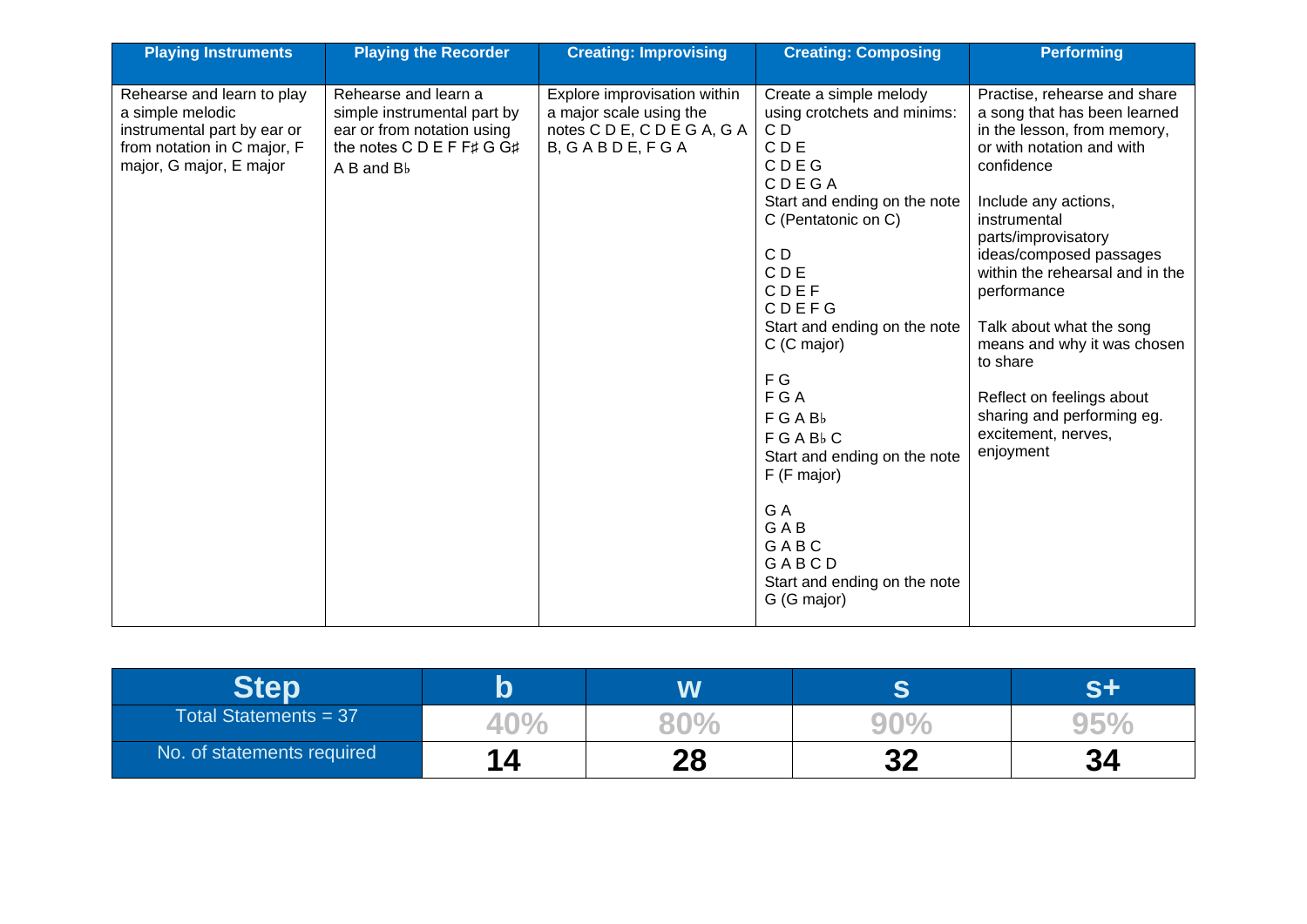| Playing Instruments | Playing the Recorder | Creating: Improvising | Creating: Composing | Performing |
|---|---|---|---|---|
| Rehearse and learn to play a simple melodic instrumental part by ear or from notation in C major, F major, G major, E major | Rehearse and learn a simple instrumental part by ear or from notation using the notes C D E F F♯ G G♯ A B and B♭ | Explore improvisation within a major scale using the notes C D E, C D E G A, G A B, G A B D E, F G A | Create a simple melody using crotchets and minims:<br>C D<br>C D E<br>C D E G<br>C D E G A<br>Start and ending on the note C (Pentatonic on C)<br><br>C D<br>C D E<br>C D E F<br>C D E F G<br>Start and ending on the note C (C major)<br><br>F G<br>F G A<br>F G A B♭<br>F G A B♭ C<br>Start and ending on the note F (F major)<br><br>G A<br>G A B<br>G A B C<br>G A B C D<br>Start and ending on the note G (G major) | Practise, rehearse and share a song that has been learned in the lesson, from memory, or with notation and with confidence<br><br>Include any actions, instrumental parts/improvisatory ideas/composed passages within the rehearsal and in the performance<br><br>Talk about what the song means and why it was chosen to share<br><br>Reflect on feelings about sharing and performing eg. excitement, nerves, enjoyment |

| Step | b | w | s | s+ |
|---|---|---|---|---|
| Total Statements = 37 | 40% | 80% | 90% | 95% |
| No. of statements required | **14** | **28** | **32** | **34** |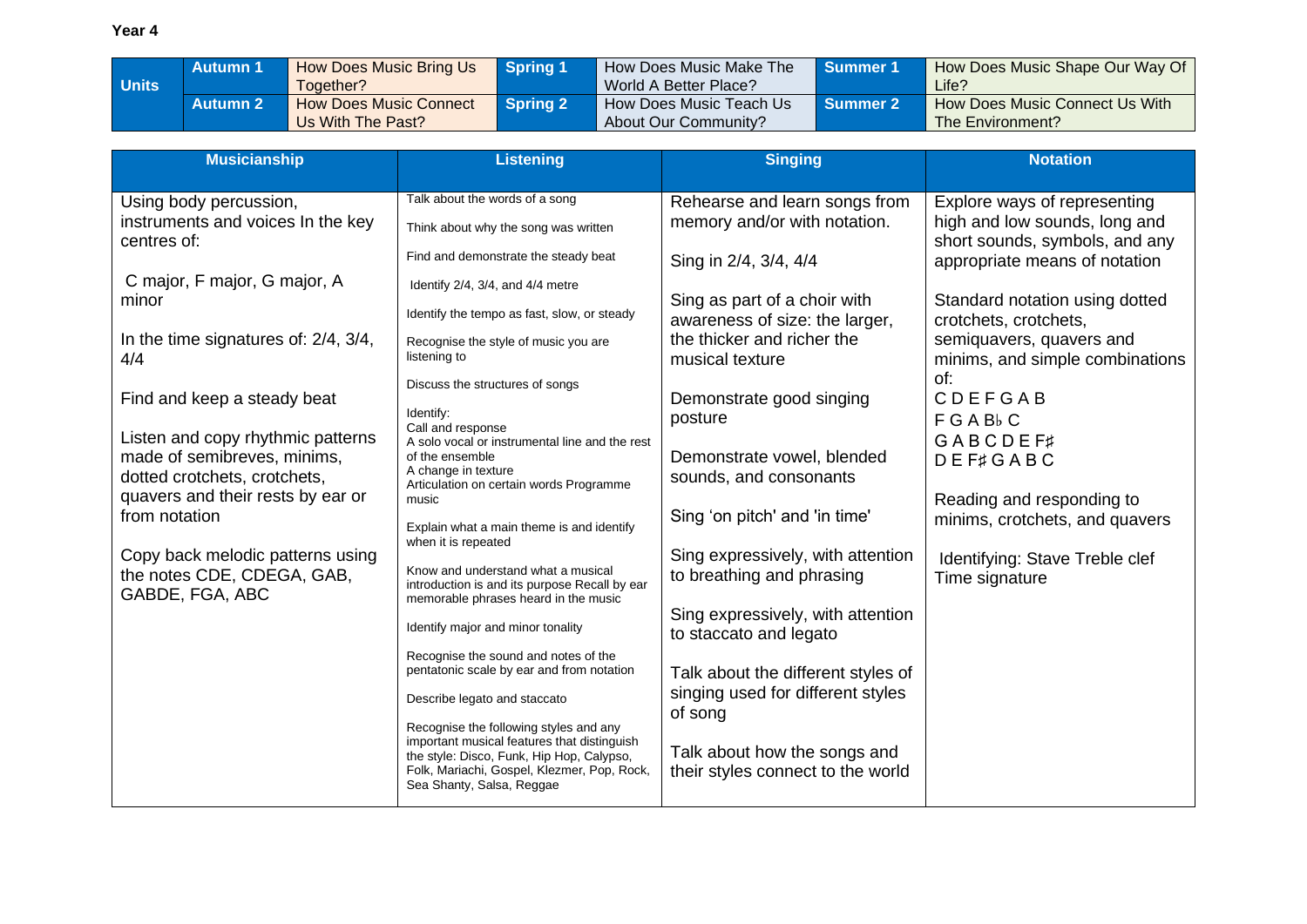**Year 4**

| Units | Autumn 1 | How Does Music Bring Us Together? | Spring 1 | How Does Music Make The World A Better Place? | Summer 1 | How Does Music Shape Our Way Of Life? |
|---|---|---|---|---|---|---|
| | Autumn 2 | How Does Music Connect Us With The Past? | Spring 2 | How Does Music Teach Us About Our Community? | Summer 2 | How Does Music Connect Us With The Environment? |

| Musicianship | Listening | Singing | Notation |
|---|---|---|---|
| Using body percussion, instruments and voices In the key centres of:<br><br>C major, F major, G major, A minor<br><br>In the time signatures of: 2/4, 3/4, 4/4<br><br>Find and keep a steady beat<br><br>Listen and copy rhythmic patterns made of semibreves, minims, dotted crotchets, crotchets, quavers and their rests by ear or from notation<br><br>Copy back melodic patterns using the notes CDE, CDEGA, GAB, GABDE, FGA, ABC | Talk about the words of a song<br><br>Think about why the song was written<br><br>Find and demonstrate the steady beat<br><br>Identify 2/4, 3/4, and 4/4 metre<br><br>Identify the tempo as fast, slow, or steady<br><br>Recognise the style of music you are listening to<br><br>Discuss the structures of songs<br><br>Identify:<br>Call and response<br>A solo vocal or instrumental line and the rest of the ensemble<br>A change in texture<br>Articulation on certain words Programme music<br><br>Explain what a main theme is and identify when it is repeated<br><br>Know and understand what a musical introduction is and its purpose Recall by ear memorable phrases heard in the music<br><br>Identify major and minor tonality<br><br>Recognise the sound and notes of the pentatonic scale by ear and from notation<br><br>Describe legato and staccato<br><br>Recognise the following styles and any important musical features that distinguish the style: Disco, Funk, Hip Hop, Calypso, Folk, Mariachi, Gospel, Klezmer, Pop, Rock, Sea Shanty, Salsa, Reggae | Rehearse and learn songs from memory and/or with notation.<br><br>Sing in 2/4, 3/4, 4/4<br><br>Sing as part of a choir with awareness of size: the larger, the thicker and richer the musical texture<br><br>Demonstrate good singing posture<br><br>Demonstrate vowel, blended sounds, and consonants<br><br>Sing 'on pitch' and 'in time'<br><br>Sing expressively, with attention to breathing and phrasing<br><br>Sing expressively, with attention to staccato and legato<br><br>Talk about the different styles of singing used for different styles of song<br><br>Talk about how the songs and their styles connect to the world | Explore ways of representing high and low sounds, long and short sounds, symbols, and any appropriate means of notation<br><br>Standard notation using dotted crotchets, crotchets, semiquavers, quavers and minims, and simple combinations of:<br>C D E F G A B<br>F G A B♭ C<br>G A B C D E F♯<br>D E F♯ G A B C<br><br>Reading and responding to minims, crotchets, and quavers<br><br>Identifying: Stave Treble clef Time signature |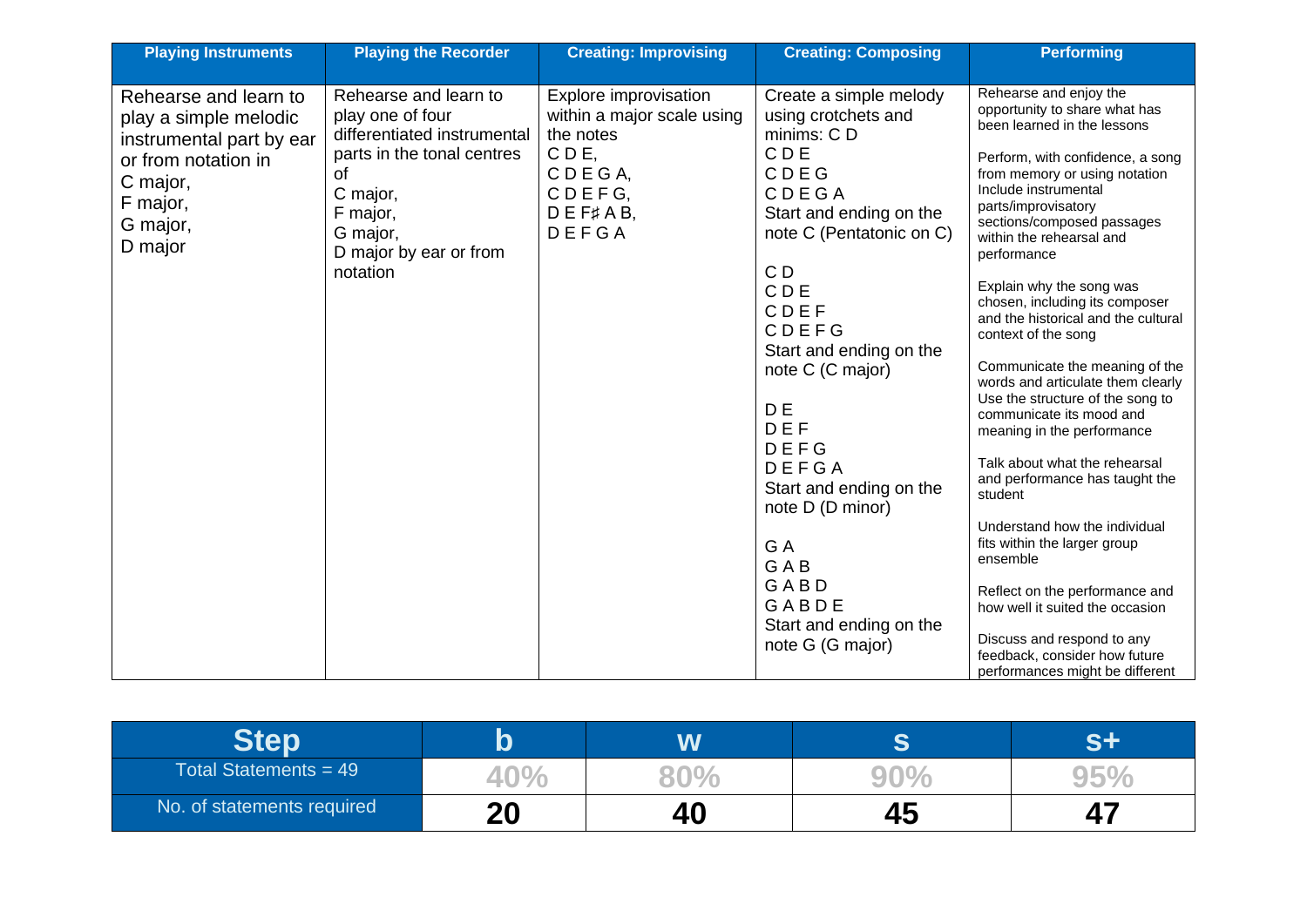| Playing Instruments | Playing the Recorder | Creating: Improvising | Creating: Composing | Performing |
|---|---|---|---|---|
| Rehearse and learn to play a simple melodic instrumental part by ear or from notation in<br>C major,<br>F major,<br>G major,<br>D major | Rehearse and learn to play one of four differentiated instrumental parts in the tonal centres of<br>C major,<br>F major,<br>G major,<br>D major by ear or from notation | Explore improvisation within a major scale using the notes<br>C D E,<br>C D E G A,<br>C D E F G,<br>D E F♯ A B,<br>D E F G A | Create a simple melody using crotchets and minims: C D<br>C D E<br>C D E G<br>C D E G A<br>Start and ending on the note C (Pentatonic on C)<br><br>C D<br>C D E<br>C D E F<br>C D E F G<br>Start and ending on the note C (C major)<br><br>D E<br>D E F<br>D E F G<br>D E F G A<br>Start and ending on the note D (D minor)<br><br>G A<br>G A B<br>G A B D<br>G A B D E<br>Start and ending on the note G (G major) | Rehearse and enjoy the opportunity to share what has been learned in the lessons<br><br>Perform, with confidence, a song from memory or using notation Include instrumental parts/improvisatory sections/composed passages within the rehearsal and performance<br><br>Explain why the song was chosen, including its composer and the historical and the cultural context of the song<br><br>Communicate the meaning of the words and articulate them clearly Use the structure of the song to communicate its mood and meaning in the performance<br><br>Talk about what the rehearsal and performance has taught the student<br><br>Understand how the individual fits within the larger group ensemble<br><br>Reflect on the performance and how well it suited the occasion<br><br>Discuss and respond to any feedback, consider how future performances might be different |

| Step | b | w | s | s+ |
|---|---|---|---|---|
| Total Statements = 49 | 40% | 80% | 90% | 95% |
| No. of statements required | 20 | 40 | 45 | 47 |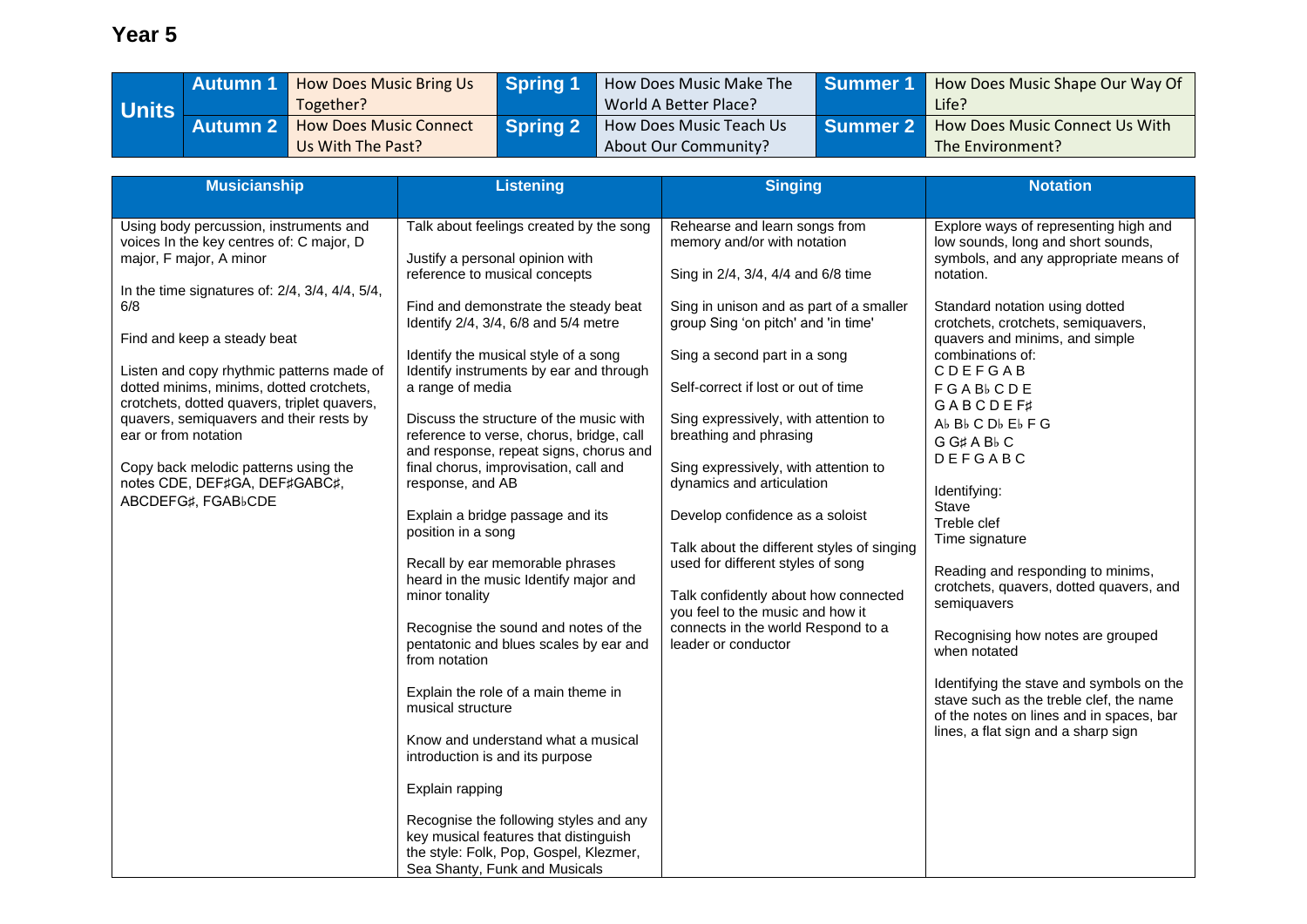## Year 5

| Units | | | | | | |
|---|---|---|---|---|---|---|
| | Autumn 1 | How Does Music Bring Us Together? | Spring 1 | How Does Music Make The World A Better Place? | Summer 1 | How Does Music Shape Our Way Of Life? |
| | Autumn 2 | How Does Music Connect Us With The Past? | Spring 2 | How Does Music Teach Us About Our Community? | Summer 2 | How Does Music Connect Us With The Environment? |

| Musicianship | Listening | Singing | Notation |
|---|---|---|---|
| Using body percussion, instruments and voices In the key centres of: C major, D major, F major, A minor<br><br>In the time signatures of: 2/4, 3/4, 4/4, 5/4, 6/8<br><br>Find and keep a steady beat<br><br>Listen and copy rhythmic patterns made of dotted minims, minims, dotted crotchets, crotchets, dotted quavers, triplet quavers, quavers, semiquavers and their rests by ear or from notation<br><br>Copy back melodic patterns using the notes CDE, DEF♯GA, DEF♯GABC♯, ABCDEFG♯, FGAB♭CDE | Talk about feelings created by the song<br><br>Justify a personal opinion with reference to musical concepts<br><br>Find and demonstrate the steady beat Identify 2/4, 3/4, 6/8 and 5/4 metre<br><br>Identify the musical style of a song Identify instruments by ear and through a range of media<br><br>Discuss the structure of the music with reference to verse, chorus, bridge, call and response, repeat signs, chorus and final chorus, improvisation, call and response, and AB<br><br>Explain a bridge passage and its position in a song<br><br>Recall by ear memorable phrases heard in the music Identify major and minor tonality<br><br>Recognise the sound and notes of the pentatonic and blues scales by ear and from notation<br><br>Explain the role of a main theme in musical structure<br><br>Know and understand what a musical introduction is and its purpose<br><br>Explain rapping<br><br>Recognise the following styles and any key musical features that distinguish the style: Folk, Pop, Gospel, Klezmer, Sea Shanty, Funk and Musicals | Rehearse and learn songs from memory and/or with notation<br><br>Sing in 2/4, 3/4, 4/4 and 6/8 time<br><br>Sing in unison and as part of a smaller group Sing 'on pitch' and 'in time'<br><br>Sing a second part in a song<br><br>Self-correct if lost or out of time<br><br>Sing expressively, with attention to breathing and phrasing<br><br>Sing expressively, with attention to dynamics and articulation<br><br>Develop confidence as a soloist<br><br>Talk about the different styles of singing used for different styles of song<br><br>Talk confidently about how connected you feel to the music and how it connects in the world Respond to a leader or conductor | Explore ways of representing high and low sounds, long and short sounds, symbols, and any appropriate means of notation.<br><br>Standard notation using dotted crotchets, crotchets, semiquavers, quavers and minims, and simple combinations of:<br>C D E F G A B<br>F G A B♭ C D E<br>G A B C D E F♯<br>A♭ B♭ C D♭ E♭ F G<br>G G♯ A B♭ C<br>D E F G A B C<br><br>Identifying:<br>Stave<br>Treble clef<br>Time signature<br><br>Reading and responding to minims, crotchets, quavers, dotted quavers, and semiquavers<br><br>Recognising how notes are grouped when notated<br><br>Identifying the stave and symbols on the stave such as the treble clef, the name of the notes on lines and in spaces, bar lines, a flat sign and a sharp sign |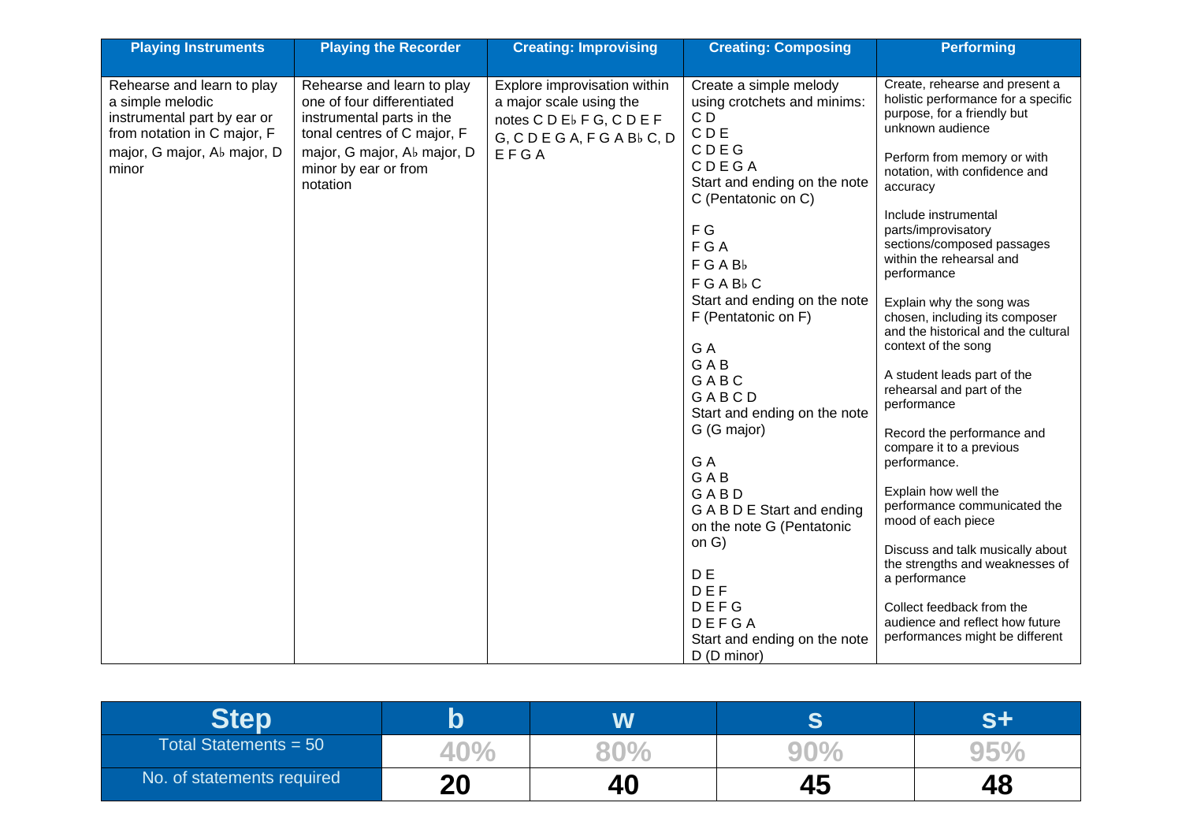| Playing Instruments | Playing the Recorder | Creating: Improvising | Creating: Composing | Performing |
|---|---|---|---|---|
| Rehearse and learn to play a simple melodic instrumental part by ear or from notation in C major, F major, G major, A♭ major, D minor | Rehearse and learn to play one of four differentiated instrumental parts in the tonal centres of C major, F major, G major, A♭ major, D minor by ear or from notation | Explore improvisation within a major scale using the notes C D E♭ F G, C D E F G, C D E G A, F G A B♭ C, D E F G A | Create a simple melody using crotchets and minims:<br>C D<br>C D E<br>C D E G<br>C D E G A<br>Start and ending on the note C (Pentatonic on C)<br><br>F G<br>F G A<br>F G A B♭<br>F G A B♭ C<br>Start and ending on the note F (Pentatonic on F)<br><br>G A<br>G A B<br>G A B C<br>G A B C D<br>Start and ending on the note G (G major)<br><br>G A<br>G A B<br>G A B D<br>G A B D E Start and ending on the note G (Pentatonic on G)<br><br>D E<br>D E F<br>D E F G<br>D E F G A<br>Start and ending on the note D (D minor) | Create, rehearse and present a holistic performance for a specific purpose, for a friendly but unknown audience<br><br>Perform from memory or with notation, with confidence and accuracy<br><br>Include instrumental parts/improvisatory sections/composed passages within the rehearsal and performance<br><br>Explain why the song was chosen, including its composer and the historical and the cultural context of the song<br><br>A student leads part of the rehearsal and part of the performance<br><br>Record the performance and compare it to a previous performance.<br><br>Explain how well the performance communicated the mood of each piece<br><br>Discuss and talk musically about the strengths and weaknesses of a performance<br><br>Collect feedback from the audience and reflect how future performances might be different |

| Step | b | w | s | s+ |
|---|---|---|---|---|
| Total Statements = 50 | 40% | 80% | 90% | 95% |
| No. of statements required | 20 | 40 | 45 | 48 |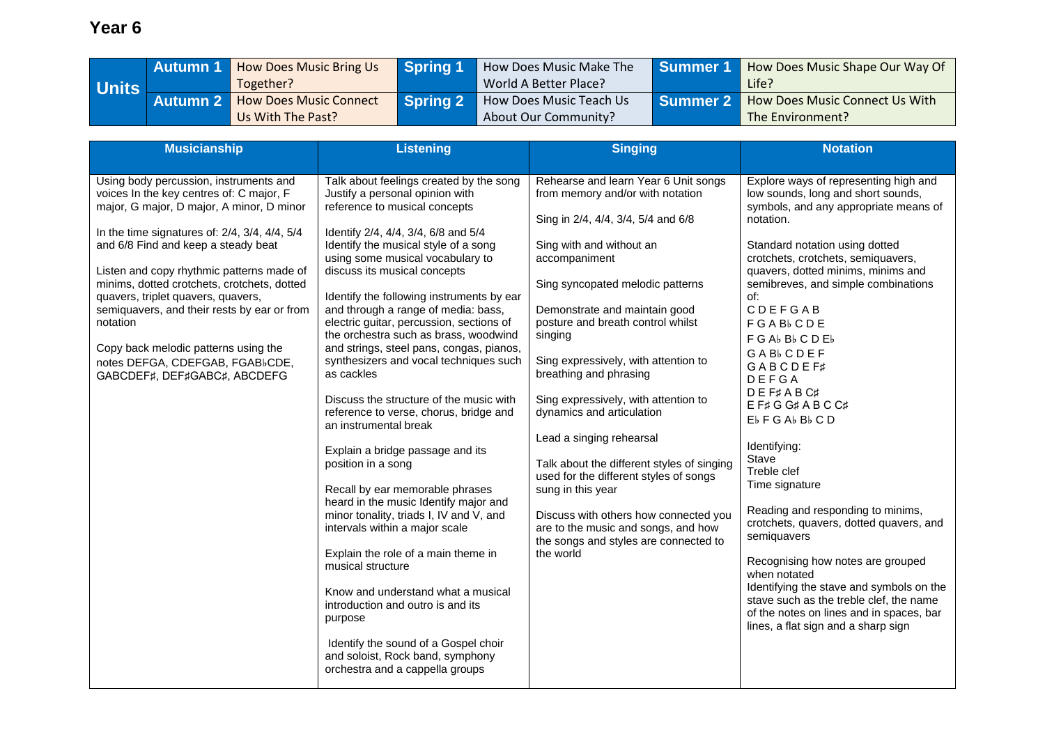# Year 6

| Units | | | | | | |
|---|---|---|---|---|---|---|
| | Autumn 1 | How Does Music Bring Us Together? | Spring 1 | How Does Music Make The World A Better Place? | Summer 1 | How Does Music Shape Our Way Of Life? |
| | Autumn 2 | How Does Music Connect Us With The Past? | Spring 2 | How Does Music Teach Us About Our Community? | Summer 2 | How Does Music Connect Us With The Environment? |

| Musicianship | Listening | Singing | Notation |
|---|---|---|---|
| Using body percussion, instruments and voices In the key centres of: C major, F major, G major, D major, A minor, D minor<br><br>In the time signatures of: 2/4, 3/4, 4/4, 5/4 and 6/8 Find and keep a steady beat<br><br>Listen and copy rhythmic patterns made of minims, dotted crotchets, crotchets, dotted quavers, triplet quavers, quavers, semiquavers, and their rests by ear or from notation<br><br>Copy back melodic patterns using the notes DEFGA, CDEFGAB, FGAB♭CDE, GABCDEF♯, DEF♯GABC♯, ABCDEFG | Talk about feelings created by the song Justify a personal opinion with reference to musical concepts<br><br>Identify 2/4, 4/4, 3/4, 6/8 and 5/4 Identify the musical style of a song using some musical vocabulary to discuss its musical concepts<br><br>Identify the following instruments by ear and through a range of media: bass, electric guitar, percussion, sections of the orchestra such as brass, woodwind and strings, steel pans, congas, pianos, synthesizers and vocal techniques such as cackles<br><br>Discuss the structure of the music with reference to verse, chorus, bridge and an instrumental break<br><br>Explain a bridge passage and its position in a song<br><br>Recall by ear memorable phrases heard in the music Identify major and minor tonality, triads I, IV and V, and intervals within a major scale<br><br>Explain the role of a main theme in musical structure<br><br>Know and understand what a musical introduction and outro is and its purpose<br><br>Identify the sound of a Gospel choir and soloist, Rock band, symphony orchestra and a cappella groups | Rehearse and learn Year 6 Unit songs from memory and/or with notation<br><br>Sing in 2/4, 4/4, 3/4, 5/4 and 6/8<br><br>Sing with and without an accompaniment<br><br>Sing syncopated melodic patterns<br><br>Demonstrate and maintain good posture and breath control whilst singing<br><br>Sing expressively, with attention to breathing and phrasing<br><br>Sing expressively, with attention to dynamics and articulation<br><br>Lead a singing rehearsal<br><br>Talk about the different styles of singing used for the different styles of songs sung in this year<br><br>Discuss with others how connected you are to the music and songs, and how the songs and styles are connected to the world | Explore ways of representing high and low sounds, long and short sounds, symbols, and any appropriate means of notation.<br><br>Standard notation using dotted crotchets, crotchets, semiquavers, quavers, dotted minims, minims and semibreves, and simple combinations of:<br>C D E F G A B<br>F G A B♭ C D E<br>F G A♭ B♭ C D E♭<br>G A B♭ C D E F<br>G A B C D E F♯<br>D E F G A<br>D E F♯ A B C♯<br>E F♯ G G♯ A B C C♯<br>E♭ F G A♭ B♭ C D<br><br>Identifying:<br>Stave<br>Treble clef<br>Time signature<br><br>Reading and responding to minims, crotchets, quavers, dotted quavers, and semiquavers<br><br>Recognising how notes are grouped when notated<br>Identifying the stave and symbols on the stave such as the treble clef, the name of the notes on lines and in spaces, bar lines, a flat sign and a sharp sign |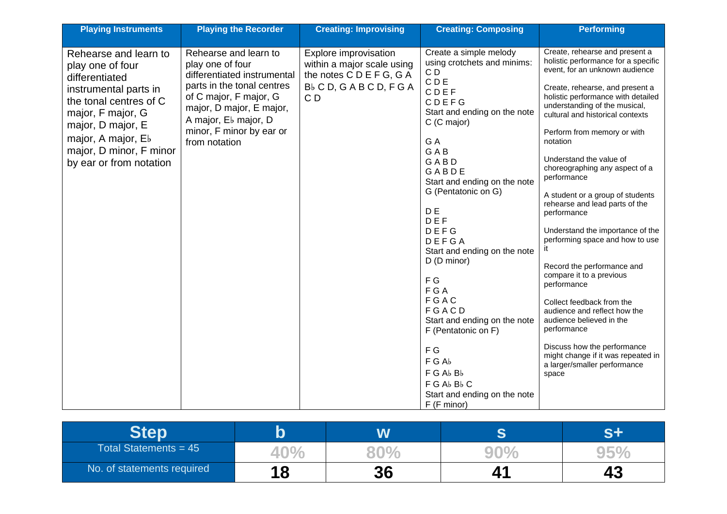| Playing Instruments | Playing the Recorder | Creating: Improvising | Creating: Composing | Performing |
|---|---|---|---|---|
| Rehearse and learn to play one of four differentiated instrumental parts in the tonal centres of C major, F major, G major, D major, E major, A major, E♭ major, D minor, F minor by ear or from notation | Rehearse and learn to play one of four differentiated instrumental parts in the tonal centres of C major, F major, G major, D major, E major, A major, E♭ major, D minor, F minor by ear or from notation | Explore improvisation within a major scale using the notes C D E F G, G A B♭ C D, G A B C D, F G A C D | Create a simple melody using crotchets and minims:<br>C D<br>C D E<br>C D E F<br>C D E F G<br>Start and ending on the note C (C major)<br><br>G A<br>G A B<br>G A B D<br>G A B D E<br>Start and ending on the note G (Pentatonic on G)<br><br>D E<br>D E F<br>D E F G<br>D E F G A<br>Start and ending on the note D (D minor)<br><br>F G<br>F G A<br>F G A C<br>F G A C D<br>Start and ending on the note F (Pentatonic on F)<br><br>F G<br>F G A♭<br>F G A♭ B♭<br>F G A♭ B♭ C<br>Start and ending on the note F (F minor) | Create, rehearse and present a holistic performance for a specific event, for an unknown audience<br><br>Create, rehearse, and present a holistic performance with detailed understanding of the musical, cultural and historical contexts<br><br>Perform from memory or with notation<br><br>Understand the value of choreographing any aspect of a performance<br><br>A student or a group of students rehearse and lead parts of the performance<br><br>Understand the importance of the performing space and how to use it<br><br>Record the performance and compare it to a previous performance<br><br>Collect feedback from the audience and reflect how the audience believed in the performance<br><br>Discuss how the performance might change if it was repeated in a larger/smaller performance space |

| Step | b | w | s | s+ |
|---|---|---|---|---|
| Total Statements = 45 | 40% | 80% | 90% | 95% |
| No. of statements required | **18** | **36** | **41** | **43** |